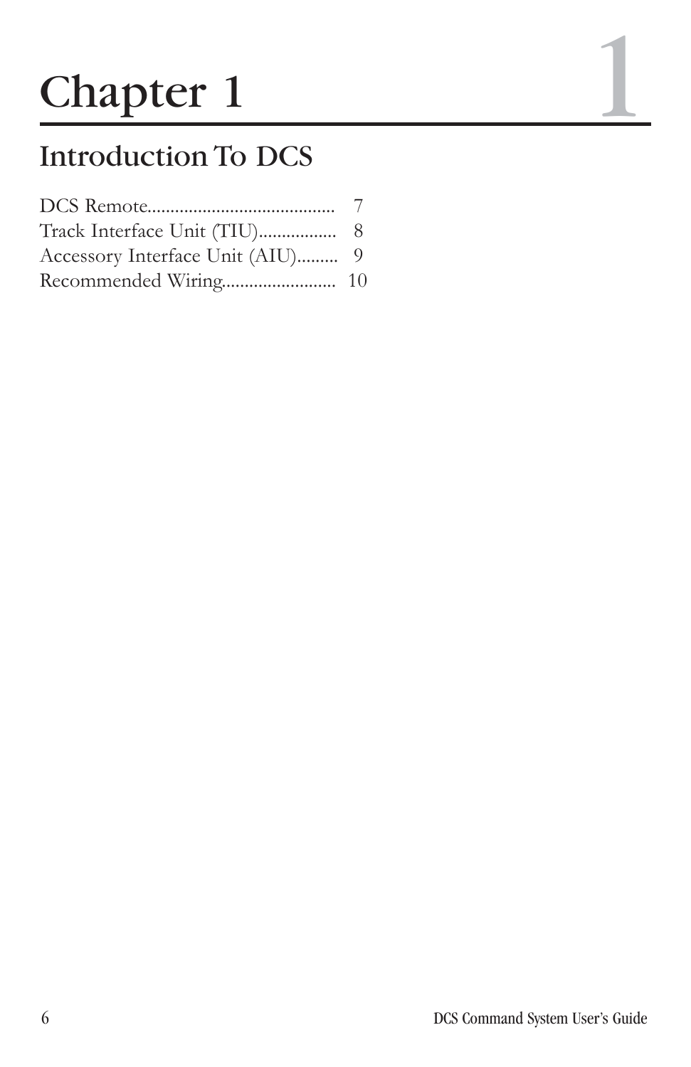# Chapter 1

## Introduction To DCS

DCS Remote......................................... 7
Track Interface Unit (TIU)................. 8
Accessory Interface Unit (AIU)......... 9
Recommended Wiring......................... 10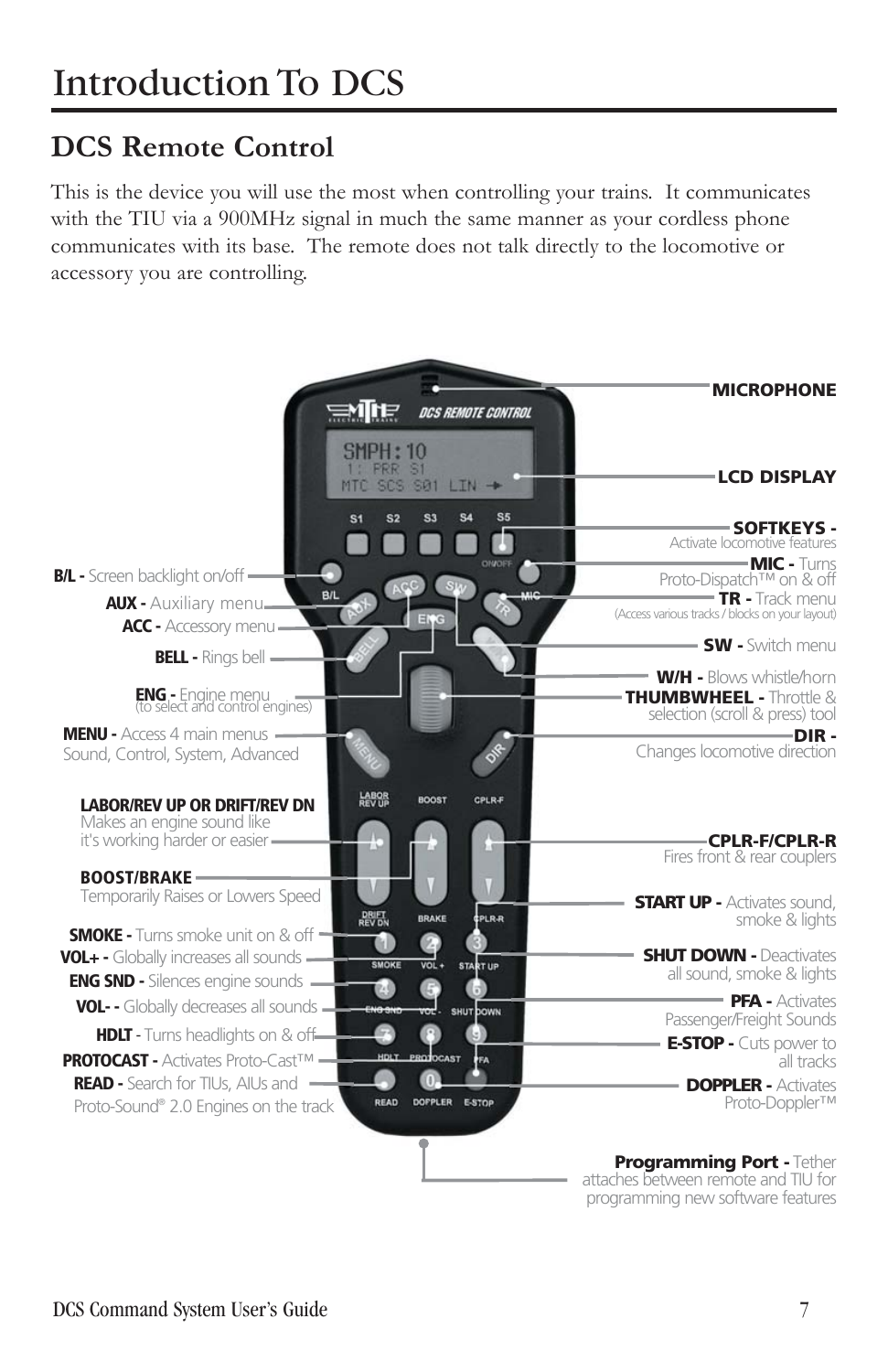# Introduction To DCS

## DCS Remote Control

This is the device you will use the most when controlling your trains. It communicates with the TIU via a 900MHz signal in much the same manner as your cordless phone communicates with its base. The remote does not talk directly to the locomotive or accessory you are controlling.

**MICROPHONE**

**LCD DISPLAY**

**SOFTKEYS -** Activate locomotive features

**MIC -** Turns Proto-Dispatch™ on & off

**TR -** Track menu (Access various tracks / blocks on your layout)

**SW -** Switch menu

**W/H -** Blows whistle/horn

**THUMBWHEEL -** Throttle & selection (scroll & press) tool

**DIR -** Changes locomotive direction

**CPLR-F/CPLR-R** Fires front & rear couplers

**START UP -** Activates sound, smoke & lights

**SHUT DOWN -** Deactivates all sound, smoke & lights

**PFA -** Activates Passenger/Freight Sounds

**E-STOP -** Cuts power to all tracks

**DOPPLER -** Activates Proto-Doppler™

**Programming Port -** Tether attaches between remote and TIU for programming new software features

**B/L -** Screen backlight on/off

**AUX -** Auxiliary menu

**ACC -** Accessory menu

**BELL -** Rings bell

**ENG -** Engine menu (to select and control engines)

**MENU -** Access 4 main menus Sound, Control, System, Advanced

**LABOR/REV UP OR DRIFT/REV DN** Makes an engine sound like it's working harder or easier

**BOOST/BRAKE** Temporarily Raises or Lowers Speed

**SMOKE -** Turns smoke unit on & off

**VOL+ -** Globally increases all sounds

**ENG SND -** Silences engine sounds

**VOL- -** Globally decreases all sounds

**HDLT -** Turns headlights on & off

**PROTOCAST -** Activates Proto-Cast™

**READ -** Search for TIUs, AIUs and Proto-Sound® 2.0 Engines on the track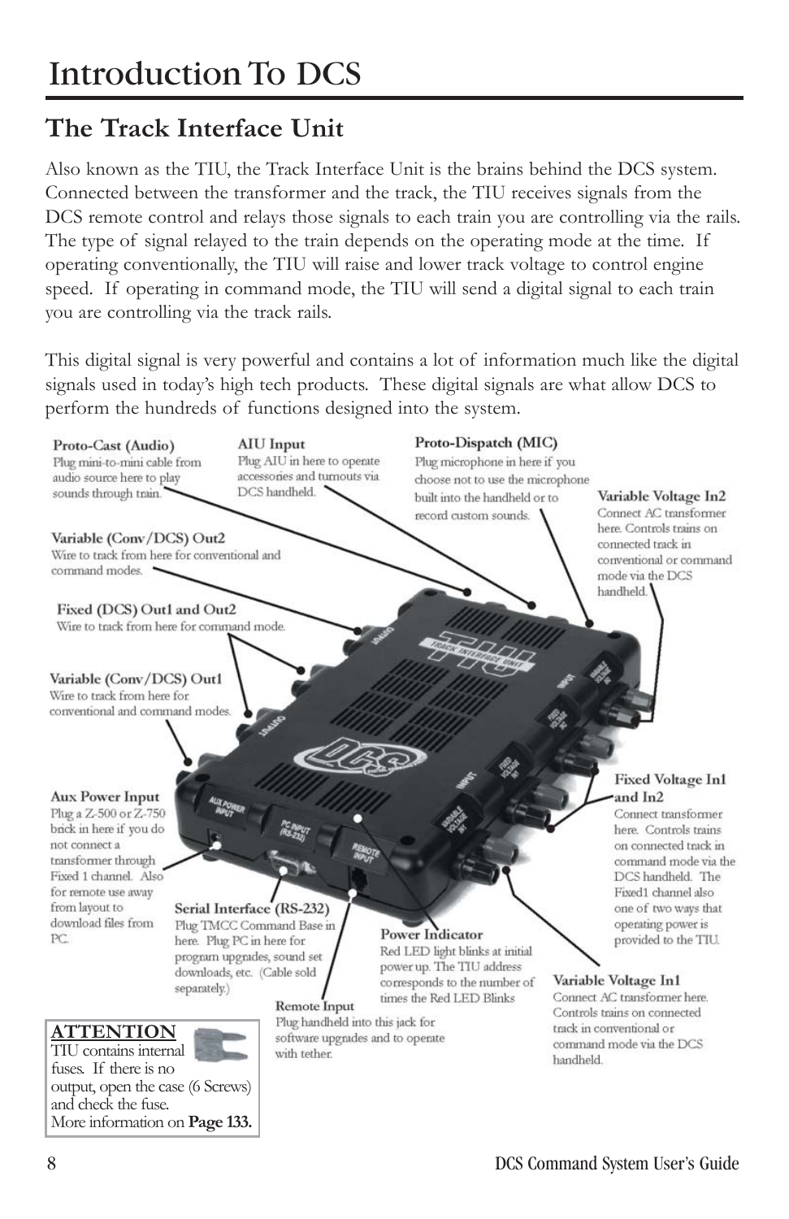# Introduction To DCS

## The Track Interface Unit

Also known as the TIU, the Track Interface Unit is the brains behind the DCS system. Connected between the transformer and the track, the TIU receives signals from the DCS remote control and relays those signals to each train you are controlling via the rails. The type of signal relayed to the train depends on the operating mode at the time. If operating conventionally, the TIU will raise and lower track voltage to control engine speed. If operating in command mode, the TIU will send a digital signal to each train you are controlling via the track rails.

This digital signal is very powerful and contains a lot of information much like the digital signals used in today's high tech products. These digital signals are what allow DCS to perform the hundreds of functions designed into the system.

**Proto-Cast (Audio)**
Plug mini-to-mini cable from audio source here to play sounds through train.

**AIU Input**
Plug AIU in here to operate accessories and turnouts via DCS handheld.

**Proto-Dispatch (MIC)**
Plug microphone in here if you choose not to use the microphone built into the handheld or to record custom sounds.

**Variable Voltage In2**
Connect AC transformer here. Controls trains on connected track in conventional or command mode via the DCS handheld.

**Variable (Conv/DCS) Out2**
Wire to track from here for conventional and command modes.

**Fixed (DCS) Out1 and Out2**
Wire to track from here for command mode.

**Variable (Conv/DCS) Out1**
Wire to track from here for conventional and command modes.

**Fixed Voltage In1 and In2**
Connect transformer here. Controls trains on connected track in command mode via the DCS handheld. The Fixed1 channel also one of two ways that operating power is provided to the TIU.

**Aux Power Input**
Plug a Z-500 or Z-750 brick in here if you do not connect a transformer through Fixed 1 channel. Also for remote use away from layout to download files from PC.

**Serial Interface (RS-232)**
Plug TMCC Command Base in here. Plug PC in here for program upgrades, sound set downloads, etc. (Cable sold separately.)

**Power Indicator**
Red LED light blinks at initial power up. The TIU address corresponds to the number of times the Red LED Blinks

**Variable Voltage In1**
Connect AC transformer here. Controls trains on connected track in conventional or command mode via the DCS handheld.

**Remote Input**
Plug handheld into this jack for software upgrades and to operate with tether.

**ATTENTION**
TIU contains internal fuses. If there is no output, open the case (6 Screws) and check the fuse.
More information on **Page 133.**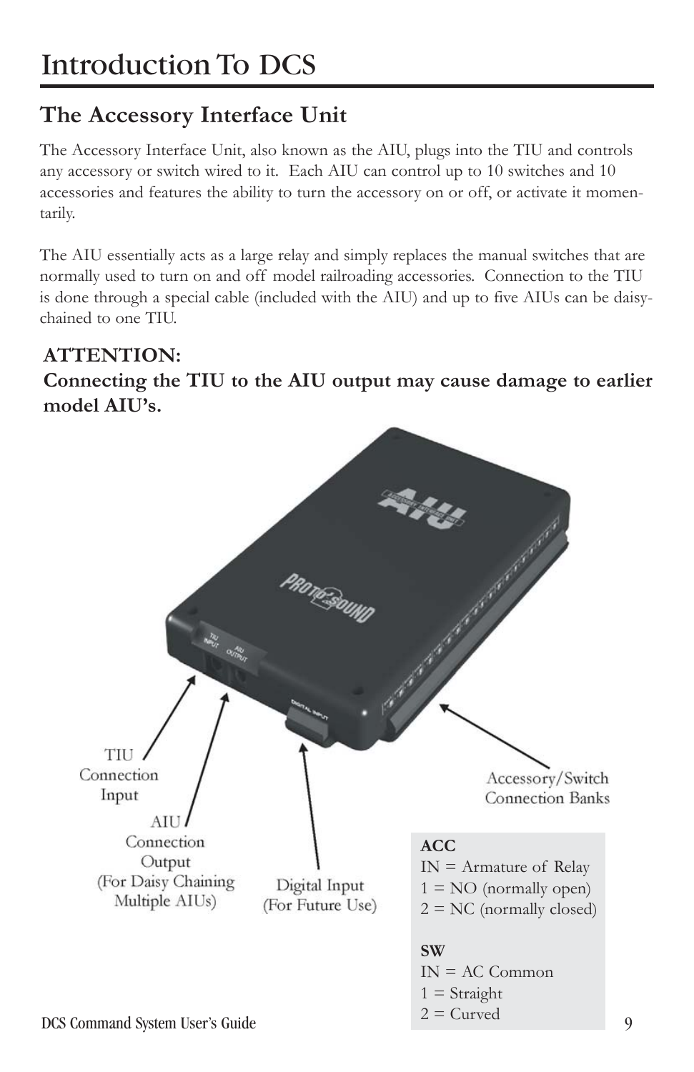# Introduction To DCS

## The Accessory Interface Unit

The Accessory Interface Unit, also known as the AIU, plugs into the TIU and controls any accessory or switch wired to it. Each AIU can control up to 10 switches and 10 accessories and features the ability to turn the accessory on or off, or activate it momentarily.

The AIU essentially acts as a large relay and simply replaces the manual switches that are normally used to turn on and off model railroading accessories. Connection to the TIU is done through a special cable (included with the AIU) and up to five AIUs can be daisy-chained to one TIU.

**ATTENTION:**
**Connecting the TIU to the AIU output may cause damage to earlier model AIU's.**

TIU Connection Input

AIU Connection Output (For Daisy Chaining Multiple AIUs)

Digital Input (For Future Use)

Accessory/Switch Connection Banks

**ACC**
IN = Armature of Relay
1 = NO (normally open)
2 = NC (normally closed)

**SW**
IN = AC Common
1 = Straight
2 = Curved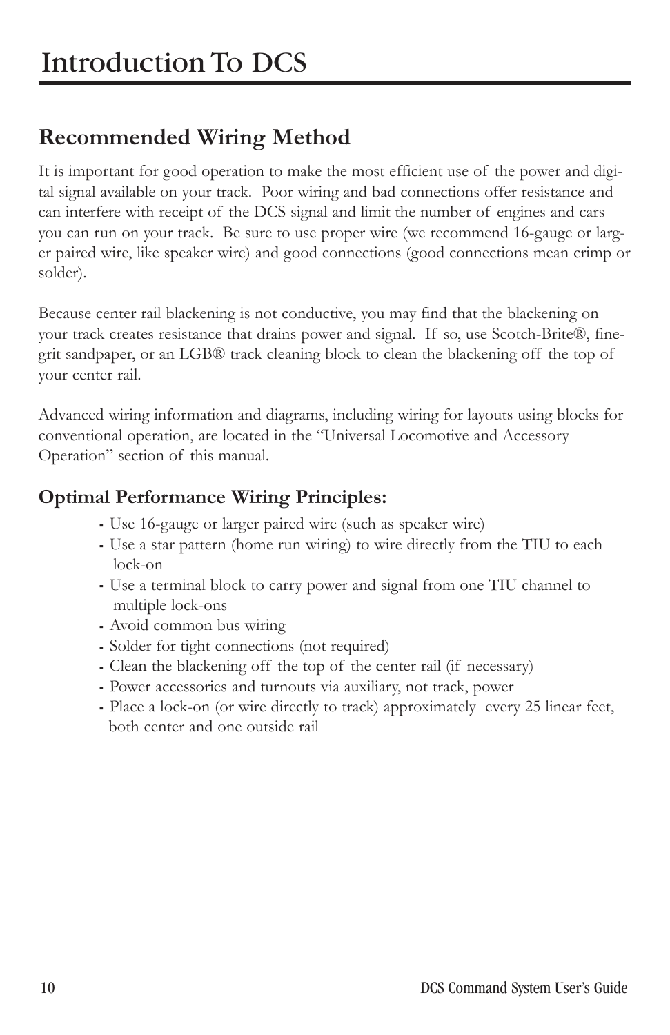# Introduction To DCS

## Recommended Wiring Method

It is important for good operation to make the most efficient use of the power and digital signal available on your track. Poor wiring and bad connections offer resistance and can interfere with receipt of the DCS signal and limit the number of engines and cars you can run on your track. Be sure to use proper wire (we recommend 16-gauge or larger paired wire, like speaker wire) and good connections (good connections mean crimp or solder).

Because center rail blackening is not conductive, you may find that the blackening on your track creates resistance that drains power and signal. If so, use Scotch-Brite®, fine-grit sandpaper, or an LGB® track cleaning block to clean the blackening off the top of your center rail.

Advanced wiring information and diagrams, including wiring for layouts using blocks for conventional operation, are located in the "Universal Locomotive and Accessory Operation" section of this manual.

### Optimal Performance Wiring Principles:

- Use 16-gauge or larger paired wire (such as speaker wire)
- Use a star pattern (home run wiring) to wire directly from the TIU to each lock-on
- Use a terminal block to carry power and signal from one TIU channel to multiple lock-ons
- Avoid common bus wiring
- Solder for tight connections (not required)
- Clean the blackening off the top of the center rail (if necessary)
- Power accessories and turnouts via auxiliary, not track, power
- Place a lock-on (or wire directly to track) approximately every 25 linear feet, both center and one outside rail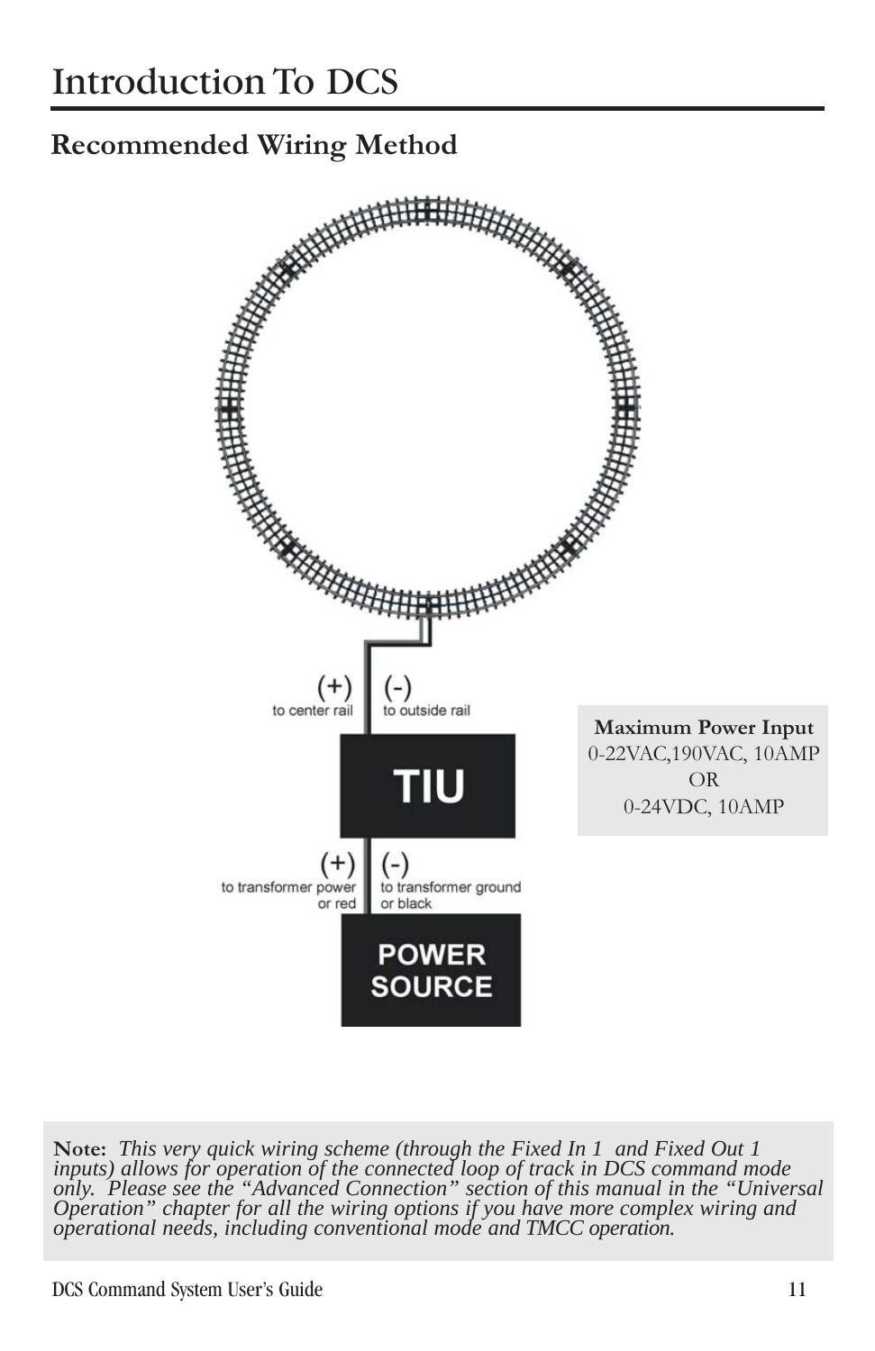# Introduction To DCS

## Recommended Wiring Method

(+) to center rail (-) to outside rail

**TIU**

(+) to transformer power or red (-) to transformer ground or black

**POWER SOURCE**

**Maximum Power Input**
0-22VAC,190VAC, 10AMP
OR
0-24VDC, 10AMP

**Note:** *This very quick wiring scheme (through the Fixed In 1 and Fixed Out 1 inputs) allows for operation of the connected loop of track in DCS command mode only. Please see the "Advanced Connection" section of this manual in the "Universal Operation" chapter for all the wiring options if you have more complex wiring and operational needs, including conventional mode and TMCC operation.*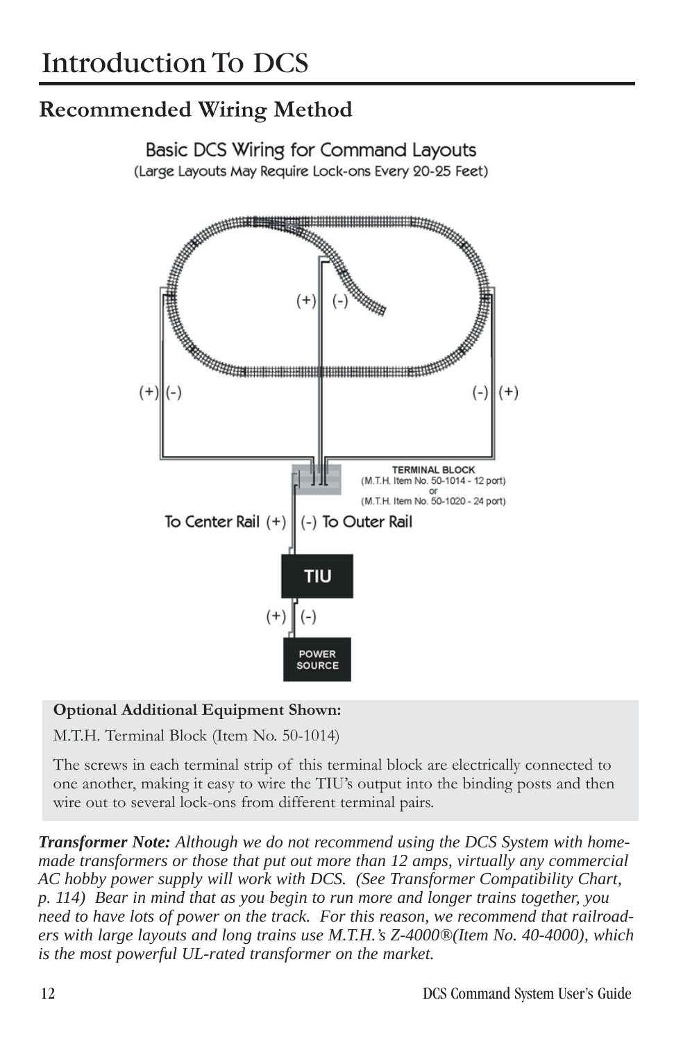# Introduction To DCS

## Recommended Wiring Method

Basic DCS Wiring for Command Layouts
(Large Layouts May Require Lock-ons Every 20-25 Feet)

(+) (-)

(+) (-)

(-) (+)

TERMINAL BLOCK
(M.T.H. Item No. 50-1014 - 12 port)
or
(M.T.H. Item No. 50-1020 - 24 port)

To Center Rail (+) (-) To Outer Rail

TIU

(+) (-)

POWER SOURCE

**Optional Additional Equipment Shown:**

M.T.H. Terminal Block (Item No. 50-1014)

The screws in each terminal strip of this terminal block are electrically connected to one another, making it easy to wire the TIU's output into the binding posts and then wire out to several lock-ons from different terminal pairs.

***Transformer Note:*** *Although we do not recommend using the DCS System with home-made transformers or those that put out more than 12 amps, virtually any commercial AC hobby power supply will work with DCS. (See Transformer Compatibility Chart, p. 114) Bear in mind that as you begin to run more and longer trains together, you need to have lots of power on the track. For this reason, we recommend that railroaders with large layouts and long trains use M.T.H.'s Z-4000®(Item No. 40-4000), which is the most powerful UL-rated transformer on the market.*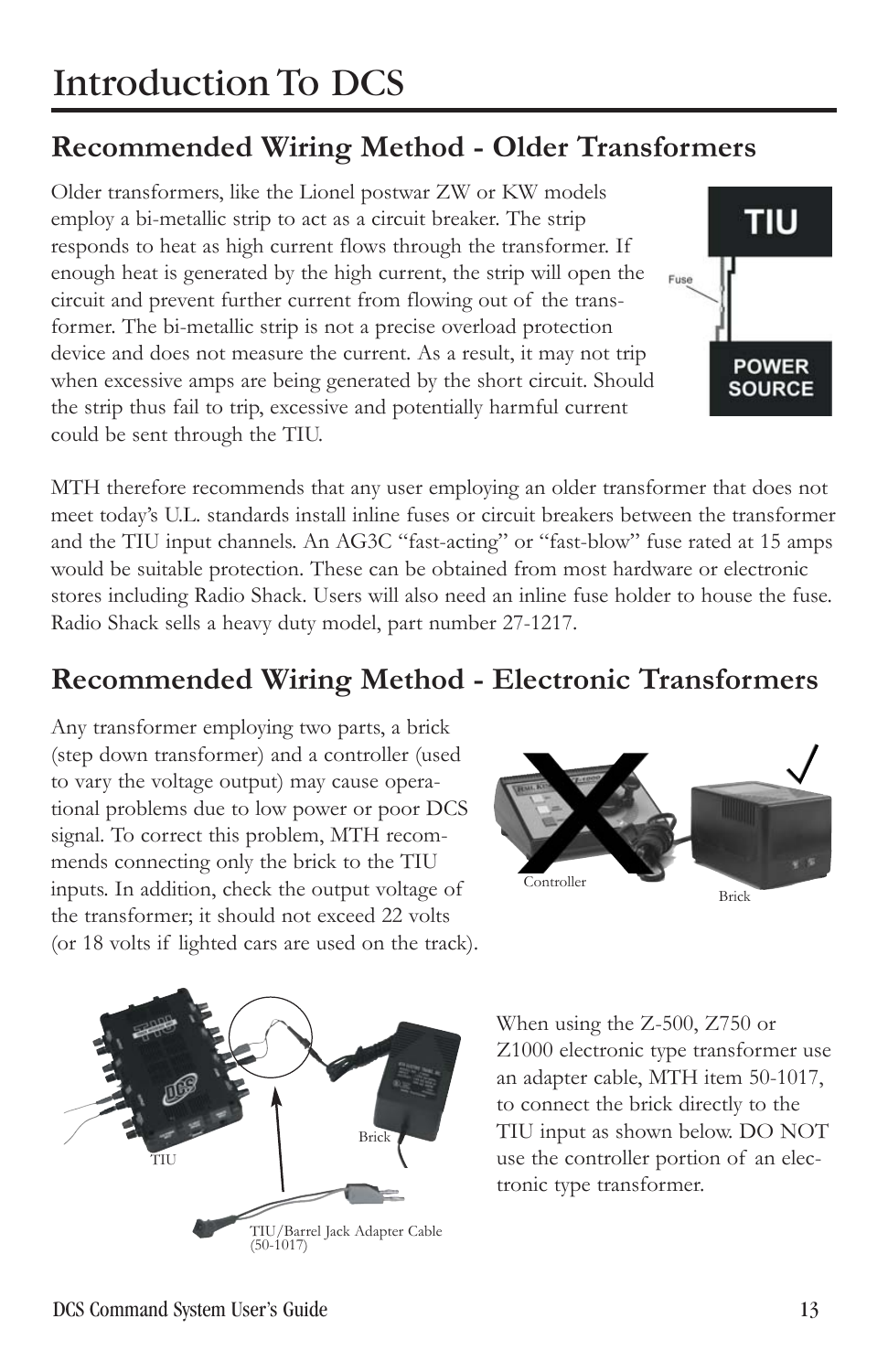# Introduction To DCS

## Recommended Wiring Method - Older Transformers

Older transformers, like the Lionel postwar ZW or KW models employ a bi-metallic strip to act as a circuit breaker. The strip responds to heat as high current flows through the transformer. If enough heat is generated by the high current, the strip will open the circuit and prevent further current from flowing out of the transformer. The bi-metallic strip is not a precise overload protection device and does not measure the current. As a result, it may not trip when excessive amps are being generated by the short circuit. Should the strip thus fail to trip, excessive and potentially harmful current could be sent through the TIU.

MTH therefore recommends that any user employing an older transformer that does not meet today's U.L. standards install inline fuses or circuit breakers between the transformer and the TIU input channels. An AG3C "fast-acting" or "fast-blow" fuse rated at 15 amps would be suitable protection. These can be obtained from most hardware or electronic stores including Radio Shack. Users will also need an inline fuse holder to house the fuse. Radio Shack sells a heavy duty model, part number 27-1217.

## Recommended Wiring Method - Electronic Transformers

Any transformer employing two parts, a brick (step down transformer) and a controller (used to vary the voltage output) may cause operational problems due to low power or poor DCS signal. To correct this problem, MTH recommends connecting only the brick to the TIU inputs. In addition, check the output voltage of the transformer; it should not exceed 22 volts (or 18 volts if lighted cars are used on the track).

When using the Z-500, Z750 or Z1000 electronic type transformer use an adapter cable, MTH item 50-1017, to connect the brick directly to the TIU input as shown below. DO NOT use the controller portion of an electronic type transformer.